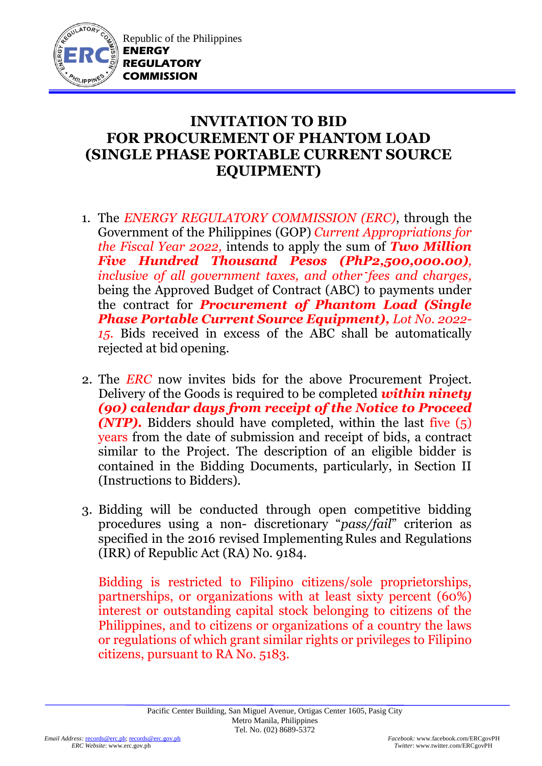Republic of the Philippines
**ENERGY REGULATORY COMMISSION**

# INVITATION TO BID FOR PROCUREMENT OF PHANTOM LOAD (SINGLE PHASE PORTABLE CURRENT SOURCE EQUIPMENT)

1. The *ENERGY REGULATORY COMMISSION (ERC)*, through the Government of the Philippines (GOP) *Current Appropriations for the Fiscal Year 2022,* intends to apply the sum of ***Two Million Five Hundred Thousand Pesos (PhP2,500,000.00)****, inclusive of all government taxes, and other fees and charges,* being the Approved Budget of Contract (ABC) to payments under the contract for ***Procurement of Phantom Load (Single Phase Portable Current Source Equipment),*** *Lot No. 2022-15.* Bids received in excess of the ABC shall be automatically rejected at bid opening.

2. The *ERC* now invites bids for the above Procurement Project. Delivery of the Goods is required to be completed ***within ninety (90) calendar days from receipt of the Notice to Proceed (NTP).*** Bidders should have completed, within the last five (5) years from the date of submission and receipt of bids, a contract similar to the Project. The description of an eligible bidder is contained in the Bidding Documents, particularly, in Section II (Instructions to Bidders).

3. Bidding will be conducted through open competitive bidding procedures using a non- discretionary "*pass/fail*" criterion as specified in the 2016 revised Implementing Rules and Regulations (IRR) of Republic Act (RA) No. 9184.

   Bidding is restricted to Filipino citizens/sole proprietorships, partnerships, or organizations with at least sixty percent (60%) interest or outstanding capital stock belonging to citizens of the Philippines, and to citizens or organizations of a country the laws or regulations of which grant similar rights or privileges to Filipino citizens, pursuant to RA No. 5183.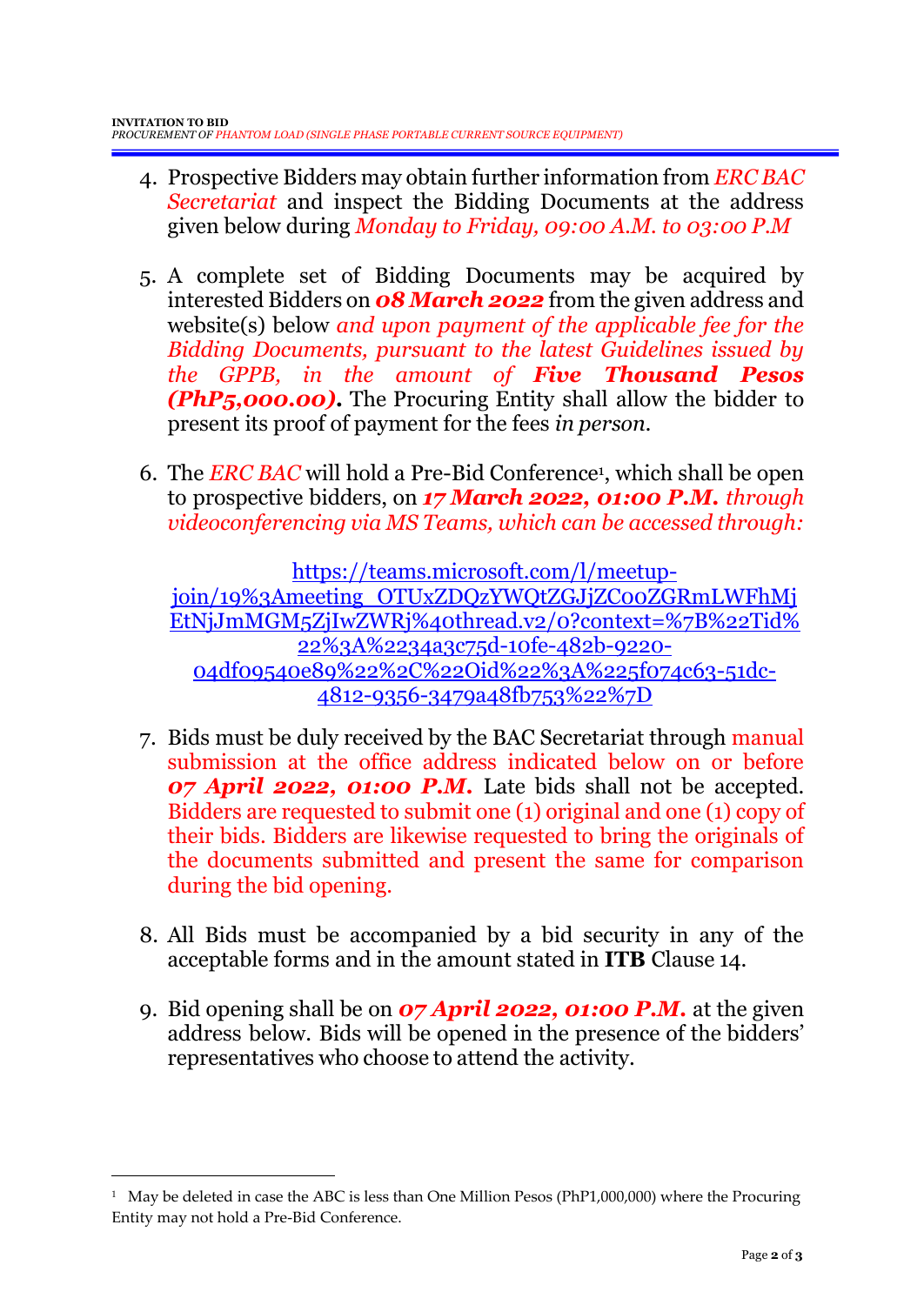4. Prospective Bidders may obtain further information from *ERC BAC Secretariat* and inspect the Bidding Documents at the address given below during *Monday to Friday, 09:00 A.M. to 03:00 P.M*

5. A complete set of Bidding Documents may be acquired by interested Bidders on ***08 March 2022*** from the given address and website(s) below *and upon payment of the applicable fee for the Bidding Documents, pursuant to the latest Guidelines issued by the GPPB, in the amount of **Five Thousand Pesos (PhP5,000.00)**.* The Procuring Entity shall allow the bidder to present its proof of payment for the fees *in person*.

6. The *ERC BAC* will hold a Pre-Bid Conference[1], which shall be open to prospective bidders, on ***17 March 2022, 01:00 P.M.*** *through videoconferencing via MS Teams, which can be accessed through:*

   https://teams.microsoft.com/l/meetup-join/19%3Ameeting_OTUxZDQzYWQtZGJjZC00ZGRmLWFhMjEtNjJmMGM5ZjIwZWRj%40thread.v2/0?context=%7B%22Tid%22%3A%2234a3c75d-10fe-482b-9220-04df09540e89%22%2C%22Oid%22%3A%225f074c63-51dc-4812-9356-3479a48fb753%22%7D

7. Bids must be duly received by the BAC Secretariat through manual submission at the office address indicated below on or before ***07 April 2022, 01:00 P.M.*** Late bids shall not be accepted. Bidders are requested to submit one (1) original and one (1) copy of their bids. Bidders are likewise requested to bring the originals of the documents submitted and present the same for comparison during the bid opening.

8. All Bids must be accompanied by a bid security in any of the acceptable forms and in the amount stated in **ITB** Clause 14.

9. Bid opening shall be on ***07 April 2022, 01:00 P.M.*** at the given address below. Bids will be opened in the presence of the bidders' representatives who choose to attend the activity.

---

[1] May be deleted in case the ABC is less than One Million Pesos (PhP1,000,000) where the Procuring Entity may not hold a Pre-Bid Conference.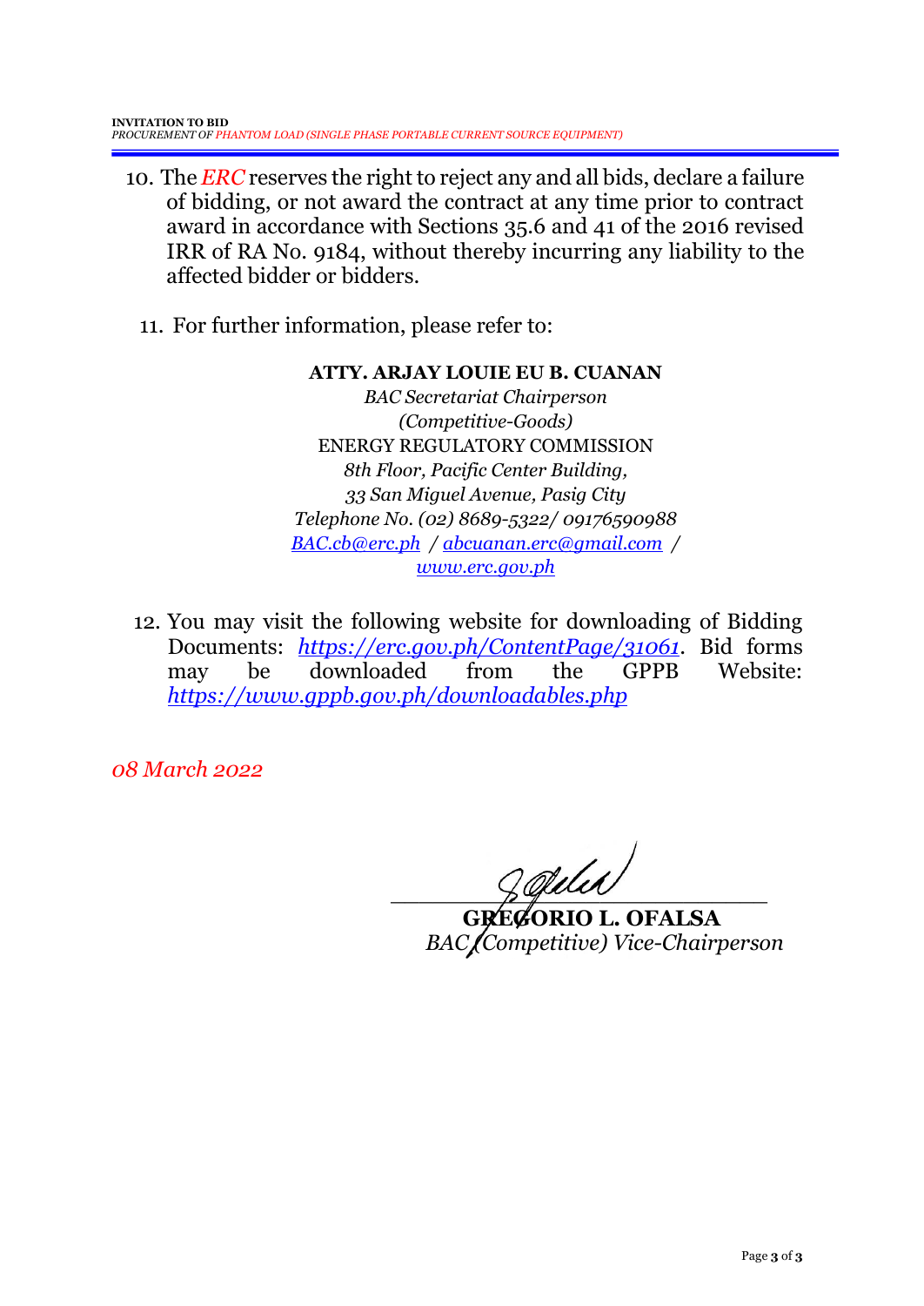10. The *ERC* reserves the right to reject any and all bids, declare a failure of bidding, or not award the contract at any time prior to contract award in accordance with Sections 35.6 and 41 of the 2016 revised IRR of RA No. 9184, without thereby incurring any liability to the affected bidder or bidders.

11. For further information, please refer to:

**ATTY. ARJAY LOUIE EU B. CUANAN**
*BAC Secretariat Chairperson*
*(Competitive-Goods)*
ENERGY REGULATORY COMMISSION
*8th Floor, Pacific Center Building,*
*33 San Miguel Avenue, Pasig City*
*Telephone No. (02) 8689-5322/ 09176590988*
*BAC.cb@erc.ph* / *abcuanan.erc@gmail.com* /
*www.erc.gov.ph*

12. You may visit the following website for downloading of Bidding Documents: *https://erc.gov.ph/ContentPage/31061*. Bid forms may be downloaded from the GPPB Website: *https://www.gppb.gov.ph/downloadables.php*

*08 March 2022*

**GREGORIO L. OFALSA**
*BAC (Competitive) Vice-Chairperson*